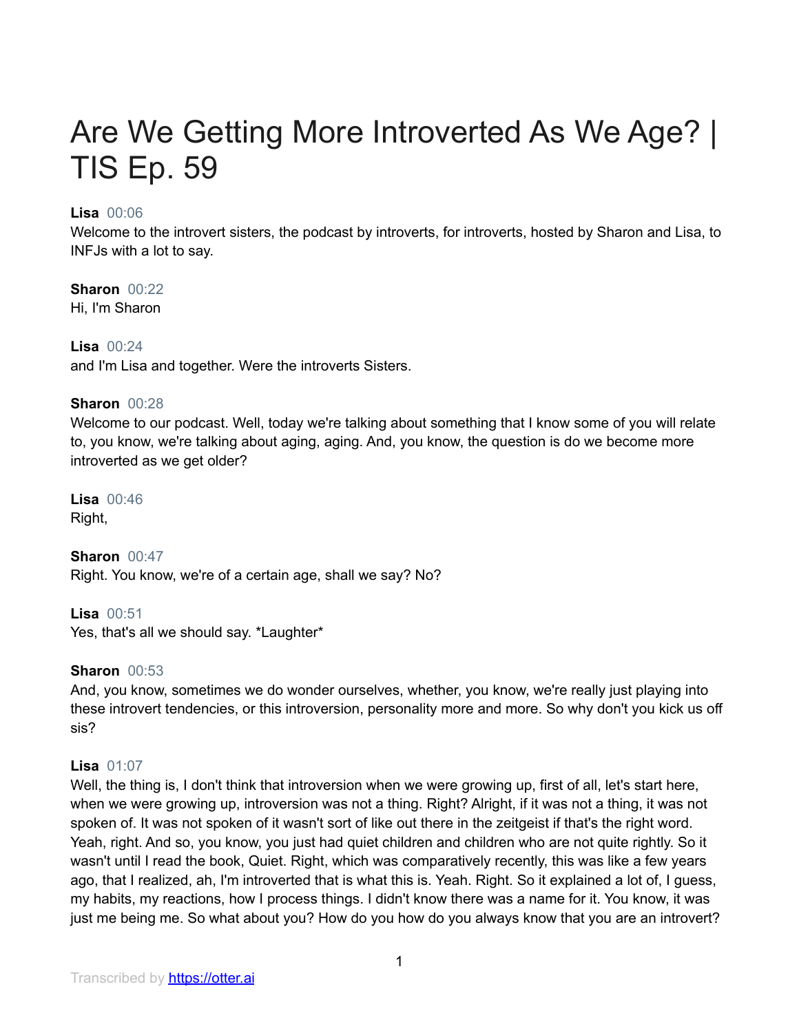# Are We Getting More Introverted As We Age? | TIS Ep. 59

**Lisa** 00:06
Welcome to the introvert sisters, the podcast by introverts, for introverts, hosted by Sharon and Lisa, to INFJs with a lot to say.

**Sharon** 00:22
Hi, I'm Sharon

**Lisa** 00:24
and I'm Lisa and together. Were the introverts Sisters.

**Sharon** 00:28
Welcome to our podcast. Well, today we're talking about something that I know some of you will relate to, you know, we're talking about aging, aging. And, you know, the question is do we become more introverted as we get older?

**Lisa** 00:46
Right,

**Sharon** 00:47
Right. You know, we're of a certain age, shall we say? No?

**Lisa** 00:51
Yes, that's all we should say. *Laughter*

**Sharon** 00:53
And, you know, sometimes we do wonder ourselves, whether, you know, we're really just playing into these introvert tendencies, or this introversion, personality more and more. So why don't you kick us off sis?

**Lisa** 01:07
Well, the thing is, I don't think that introversion when we were growing up, first of all, let's start here, when we were growing up, introversion was not a thing. Right? Alright, if it was not a thing, it was not spoken of. It was not spoken of it wasn't sort of like out there in the zeitgeist if that's the right word. Yeah, right. And so, you know, you just had quiet children and children who are not quite rightly. So it wasn't until I read the book, Quiet. Right, which was comparatively recently, this was like a few years ago, that I realized, ah, I'm introverted that is what this is. Yeah. Right. So it explained a lot of, I guess, my habits, my reactions, how I process things. I didn't know there was a name for it. You know, it was just me being me. So what about you? How do you how do you always know that you are an introvert?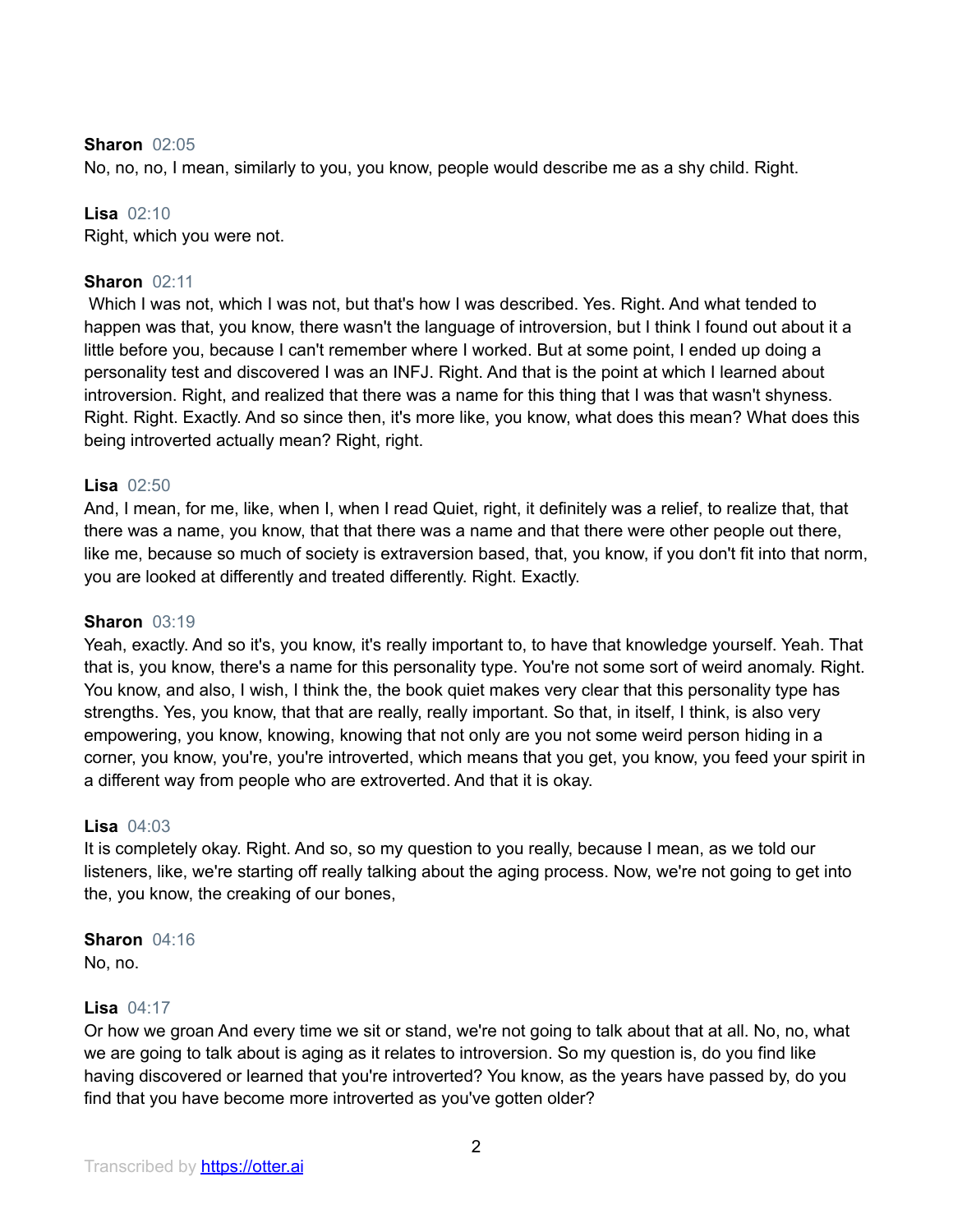**Sharon** 02:05
No, no, no, I mean, similarly to you, you know, people would describe me as a shy child. Right.

**Lisa** 02:10
Right, which you were not.

**Sharon** 02:11
Which I was not, which I was not, but that's how I was described. Yes. Right. And what tended to happen was that, you know, there wasn't the language of introversion, but I think I found out about it a little before you, because I can't remember where I worked. But at some point, I ended up doing a personality test and discovered I was an INFJ. Right. And that is the point at which I learned about introversion. Right, and realized that there was a name for this thing that I was that wasn't shyness. Right. Right. Exactly. And so since then, it's more like, you know, what does this mean? What does this being introverted actually mean? Right, right.

**Lisa** 02:50
And, I mean, for me, like, when I, when I read Quiet, right, it definitely was a relief, to realize that, that there was a name, you know, that that there was a name and that there were other people out there, like me, because so much of society is extraversion based, that, you know, if you don't fit into that norm, you are looked at differently and treated differently. Right. Exactly.

**Sharon** 03:19
Yeah, exactly. And so it's, you know, it's really important to, to have that knowledge yourself. Yeah. That that is, you know, there's a name for this personality type. You're not some sort of weird anomaly. Right. You know, and also, I wish, I think the, the book quiet makes very clear that this personality type has strengths. Yes, you know, that that are really, really important. So that, in itself, I think, is also very empowering, you know, knowing, knowing that not only are you not some weird person hiding in a corner, you know, you're, you're introverted, which means that you get, you know, you feed your spirit in a different way from people who are extroverted. And that it is okay.

**Lisa** 04:03
It is completely okay. Right. And so, so my question to you really, because I mean, as we told our listeners, like, we're starting off really talking about the aging process. Now, we're not going to get into the, you know, the creaking of our bones,

**Sharon** 04:16
No, no.

**Lisa** 04:17
Or how we groan And every time we sit or stand, we're not going to talk about that at all. No, no, what we are going to talk about is aging as it relates to introversion. So my question is, do you find like having discovered or learned that you're introverted? You know, as the years have passed by, do you find that you have become more introverted as you've gotten older?

Transcribed by https://otter.ai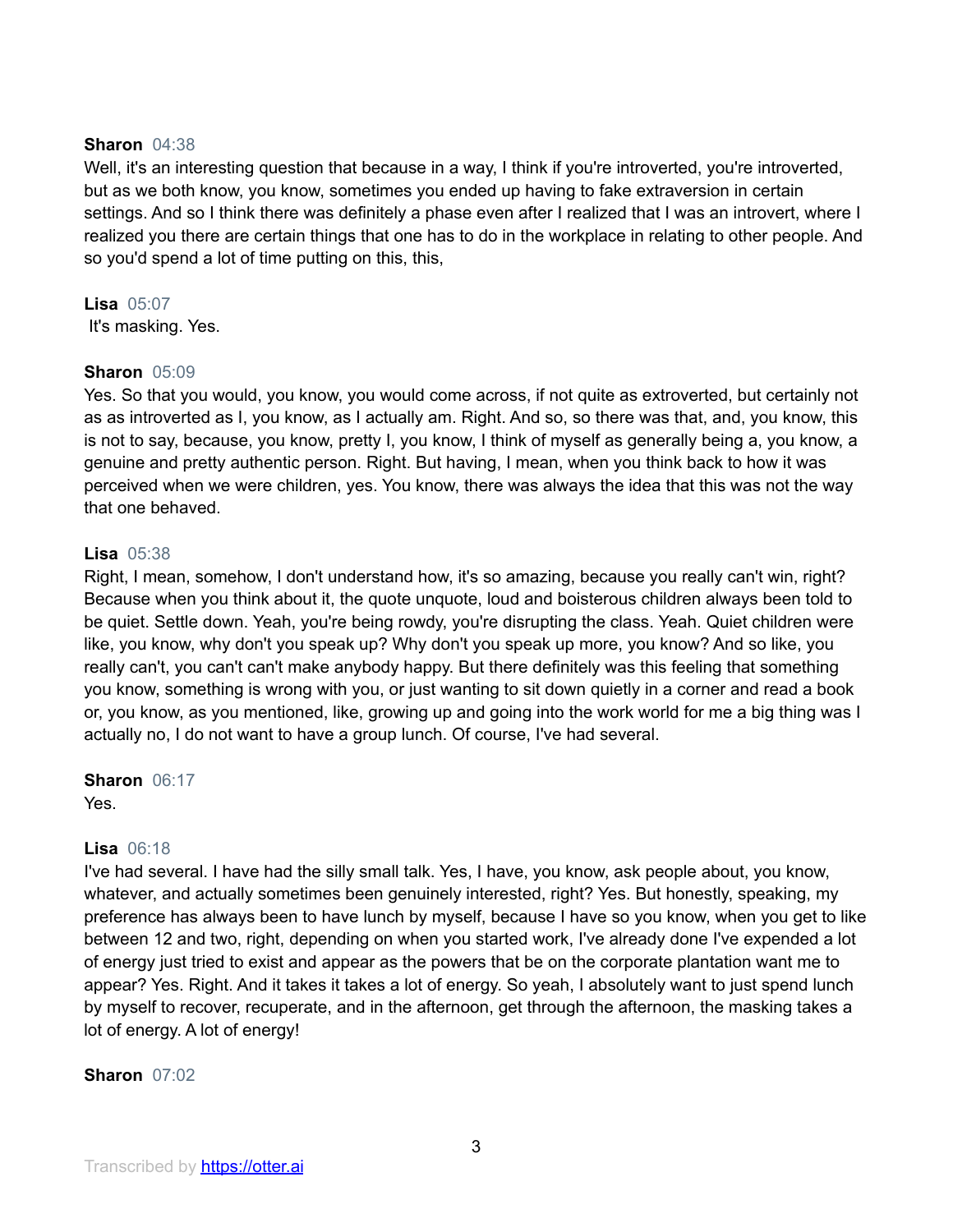**Sharon** 04:38
Well, it's an interesting question that because in a way, I think if you're introverted, you're introverted, but as we both know, you know, sometimes you ended up having to fake extraversion in certain settings. And so I think there was definitely a phase even after I realized that I was an introvert, where I realized you there are certain things that one has to do in the workplace in relating to other people. And so you'd spend a lot of time putting on this, this,

**Lisa** 05:07
It's masking. Yes.

**Sharon** 05:09
Yes. So that you would, you know, you would come across, if not quite as extroverted, but certainly not as as introverted as I, you know, as I actually am. Right. And so, so there was that, and, you know, this is not to say, because, you know, pretty I, you know, I think of myself as generally being a, you know, a genuine and pretty authentic person. Right. But having, I mean, when you think back to how it was perceived when we were children, yes. You know, there was always the idea that this was not the way that one behaved.

**Lisa** 05:38
Right, I mean, somehow, I don't understand how, it's so amazing, because you really can't win, right? Because when you think about it, the quote unquote, loud and boisterous children always been told to be quiet. Settle down. Yeah, you're being rowdy, you're disrupting the class. Yeah. Quiet children were like, you know, why don't you speak up? Why don't you speak up more, you know? And so like, you really can't, you can't can't make anybody happy. But there definitely was this feeling that something you know, something is wrong with you, or just wanting to sit down quietly in a corner and read a book or, you know, as you mentioned, like, growing up and going into the work world for me a big thing was I actually no, I do not want to have a group lunch. Of course, I've had several.

**Sharon** 06:17
Yes.

**Lisa** 06:18
I've had several. I have had the silly small talk. Yes, I have, you know, ask people about, you know, whatever, and actually sometimes been genuinely interested, right? Yes. But honestly, speaking, my preference has always been to have lunch by myself, because I have so you know, when you get to like between 12 and two, right, depending on when you started work, I've already done I've expended a lot of energy just tried to exist and appear as the powers that be on the corporate plantation want me to appear? Yes. Right. And it takes it takes a lot of energy. So yeah, I absolutely want to just spend lunch by myself to recover, recuperate, and in the afternoon, get through the afternoon, the masking takes a lot of energy. A lot of energy!

**Sharon** 07:02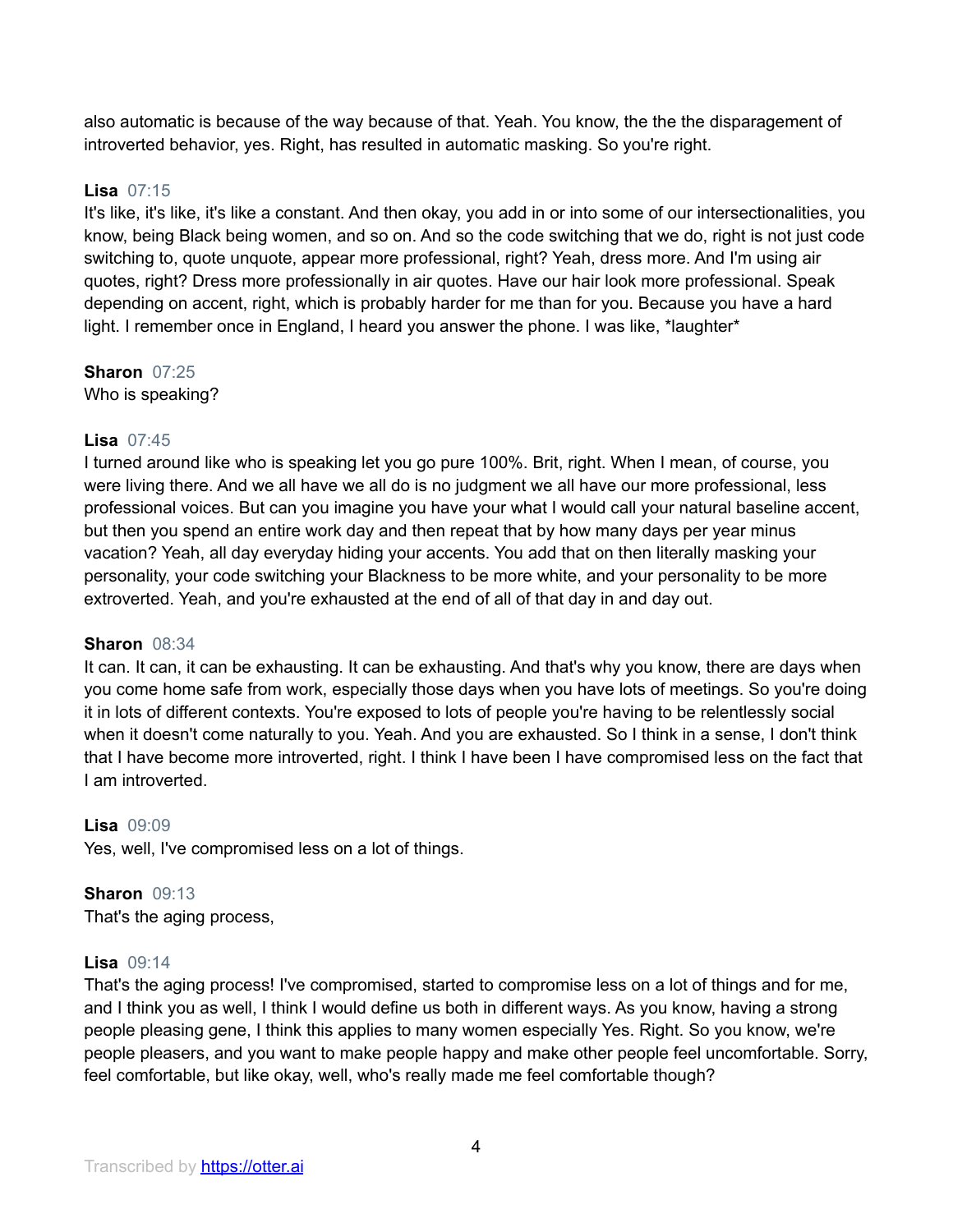also automatic is because of the way because of that. Yeah. You know, the the the disparagement of introverted behavior, yes. Right, has resulted in automatic masking. So you're right.

**Lisa** 07:15
It's like, it's like, it's like a constant. And then okay, you add in or into some of our intersectionalities, you know, being Black being women, and so on. And so the code switching that we do, right is not just code switching to, quote unquote, appear more professional, right? Yeah, dress more. And I'm using air quotes, right? Dress more professionally in air quotes. Have our hair look more professional. Speak depending on accent, right, which is probably harder for me than for you. Because you have a hard light. I remember once in England, I heard you answer the phone. I was like, *laughter*

**Sharon** 07:25
Who is speaking?

**Lisa** 07:45
I turned around like who is speaking let you go pure 100%. Brit, right. When I mean, of course, you were living there. And we all have we all do is no judgment we all have our more professional, less professional voices. But can you imagine you have your what I would call your natural baseline accent, but then you spend an entire work day and then repeat that by how many days per year minus vacation? Yeah, all day everyday hiding your accents. You add that on then literally masking your personality, your code switching your Blackness to be more white, and your personality to be more extroverted. Yeah, and you're exhausted at the end of all of that day in and day out.

**Sharon** 08:34
It can. It can, it can be exhausting. It can be exhausting. And that's why you know, there are days when you come home safe from work, especially those days when you have lots of meetings. So you're doing it in lots of different contexts. You're exposed to lots of people you're having to be relentlessly social when it doesn't come naturally to you. Yeah. And you are exhausted. So I think in a sense, I don't think that I have become more introverted, right. I think I have been I have compromised less on the fact that I am introverted.

**Lisa** 09:09
Yes, well, I've compromised less on a lot of things.

**Sharon** 09:13
That's the aging process,

**Lisa** 09:14
That's the aging process! I've compromised, started to compromise less on a lot of things and for me, and I think you as well, I think I would define us both in different ways. As you know, having a strong people pleasing gene, I think this applies to many women especially Yes. Right. So you know, we're people pleasers, and you want to make people happy and make other people feel uncomfortable. Sorry, feel comfortable, but like okay, well, who's really made me feel comfortable though?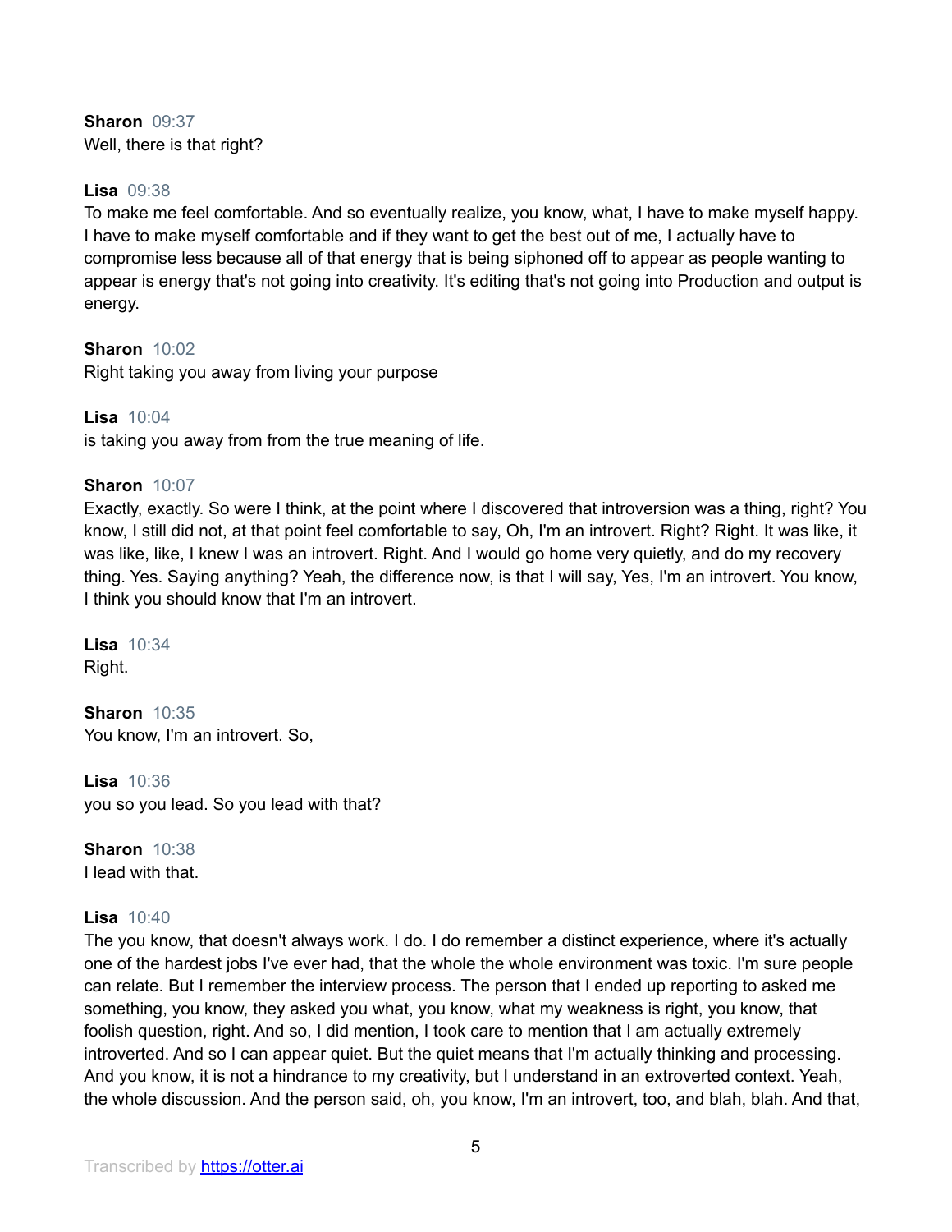**Sharon** 09:37
Well, there is that right?

**Lisa** 09:38
To make me feel comfortable. And so eventually realize, you know, what, I have to make myself happy. I have to make myself comfortable and if they want to get the best out of me, I actually have to compromise less because all of that energy that is being siphoned off to appear as people wanting to appear is energy that's not going into creativity. It's editing that's not going into Production and output is energy.

**Sharon** 10:02
Right taking you away from living your purpose

**Lisa** 10:04
is taking you away from from the true meaning of life.

**Sharon** 10:07
Exactly, exactly. So were I think, at the point where I discovered that introversion was a thing, right? You know, I still did not, at that point feel comfortable to say, Oh, I'm an introvert. Right? Right. It was like, it was like, like, I knew I was an introvert. Right. And I would go home very quietly, and do my recovery thing. Yes. Saying anything? Yeah, the difference now, is that I will say, Yes, I'm an introvert. You know, I think you should know that I'm an introvert.

**Lisa** 10:34
Right.

**Sharon** 10:35
You know, I'm an introvert. So,

**Lisa** 10:36
you so you lead. So you lead with that?

**Sharon** 10:38
I lead with that.

**Lisa** 10:40
The you know, that doesn't always work. I do. I do remember a distinct experience, where it's actually one of the hardest jobs I've ever had, that the whole the whole environment was toxic. I'm sure people can relate. But I remember the interview process. The person that I ended up reporting to asked me something, you know, they asked you what, you know, what my weakness is right, you know, that foolish question, right. And so, I did mention, I took care to mention that I am actually extremely introverted. And so I can appear quiet. But the quiet means that I'm actually thinking and processing. And you know, it is not a hindrance to my creativity, but I understand in an extroverted context. Yeah, the whole discussion. And the person said, oh, you know, I'm an introvert, too, and blah, blah. And that,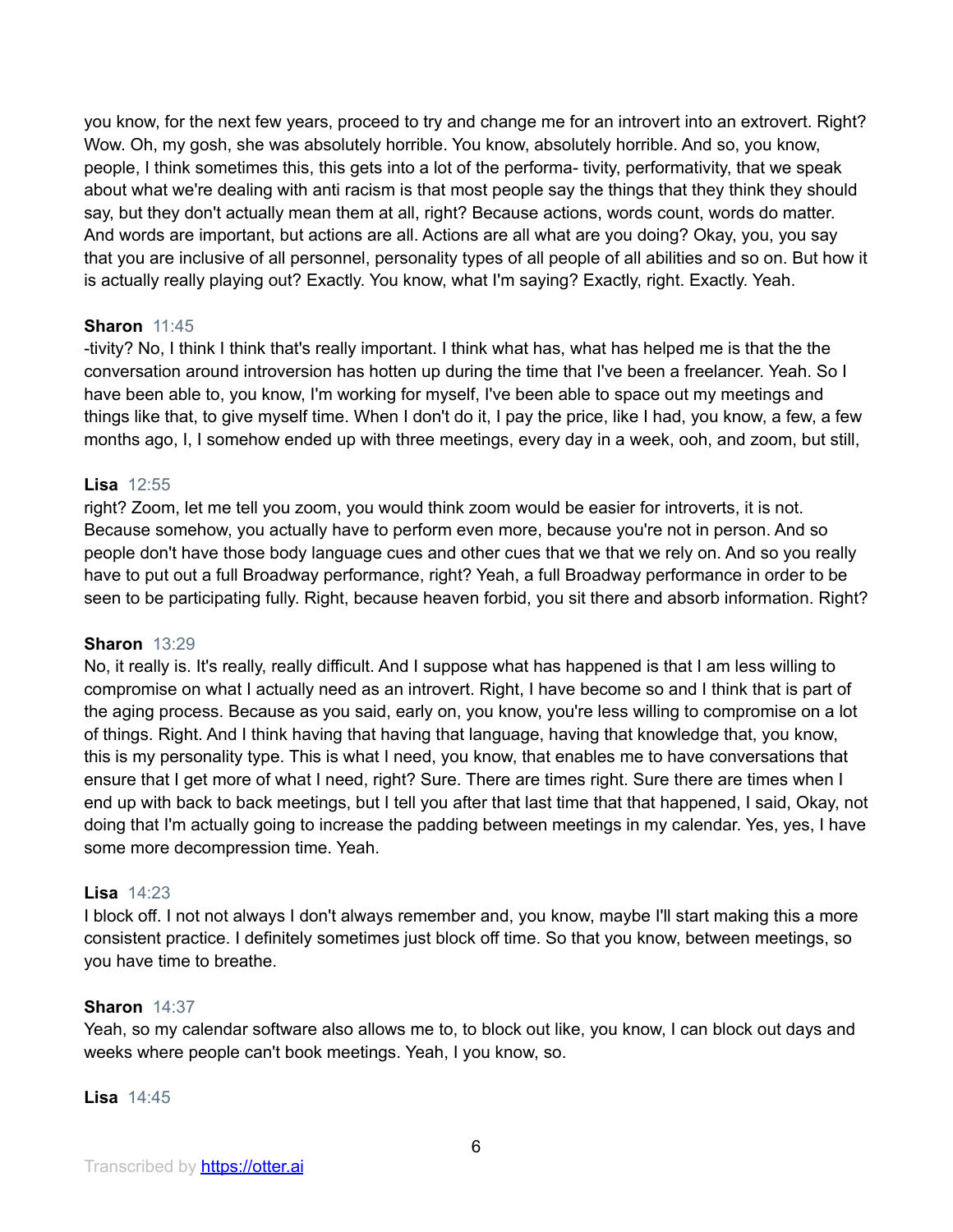you know, for the next few years, proceed to try and change me for an introvert into an extrovert. Right? Wow. Oh, my gosh, she was absolutely horrible. You know, absolutely horrible. And so, you know, people, I think sometimes this, this gets into a lot of the performa- tivity, performativity, that we speak about what we're dealing with anti racism is that most people say the things that they think they should say, but they don't actually mean them at all, right? Because actions, words count, words do matter. And words are important, but actions are all. Actions are all what are you doing? Okay, you, you say that you are inclusive of all personnel, personality types of all people of all abilities and so on. But how it is actually really playing out? Exactly. You know, what I'm saying? Exactly, right. Exactly. Yeah.

**Sharon** 11:45

-tivity? No, I think I think that's really important. I think what has, what has helped me is that the the conversation around introversion has hotten up during the time that I've been a freelancer. Yeah. So I have been able to, you know, I'm working for myself, I've been able to space out my meetings and things like that, to give myself time. When I don't do it, I pay the price, like I had, you know, a few, a few months ago, I, I somehow ended up with three meetings, every day in a week, ooh, and zoom, but still,

**Lisa** 12:55

right? Zoom, let me tell you zoom, you would think zoom would be easier for introverts, it is not. Because somehow, you actually have to perform even more, because you're not in person. And so people don't have those body language cues and other cues that we that we rely on. And so you really have to put out a full Broadway performance, right? Yeah, a full Broadway performance in order to be seen to be participating fully. Right, because heaven forbid, you sit there and absorb information. Right?

**Sharon** 13:29

No, it really is. It's really, really difficult. And I suppose what has happened is that I am less willing to compromise on what I actually need as an introvert. Right, I have become so and I think that is part of the aging process. Because as you said, early on, you know, you're less willing to compromise on a lot of things. Right. And I think having that having that language, having that knowledge that, you know, this is my personality type. This is what I need, you know, that enables me to have conversations that ensure that I get more of what I need, right? Sure. There are times right. Sure there are times when I end up with back to back meetings, but I tell you after that last time that that happened, I said, Okay, not doing that I'm actually going to increase the padding between meetings in my calendar. Yes, yes, I have some more decompression time. Yeah.

**Lisa** 14:23

I block off. I not not always I don't always remember and, you know, maybe I'll start making this a more consistent practice. I definitely sometimes just block off time. So that you know, between meetings, so you have time to breathe.

**Sharon** 14:37

Yeah, so my calendar software also allows me to, to block out like, you know, I can block out days and weeks where people can't book meetings. Yeah, I you know, so.

**Lisa** 14:45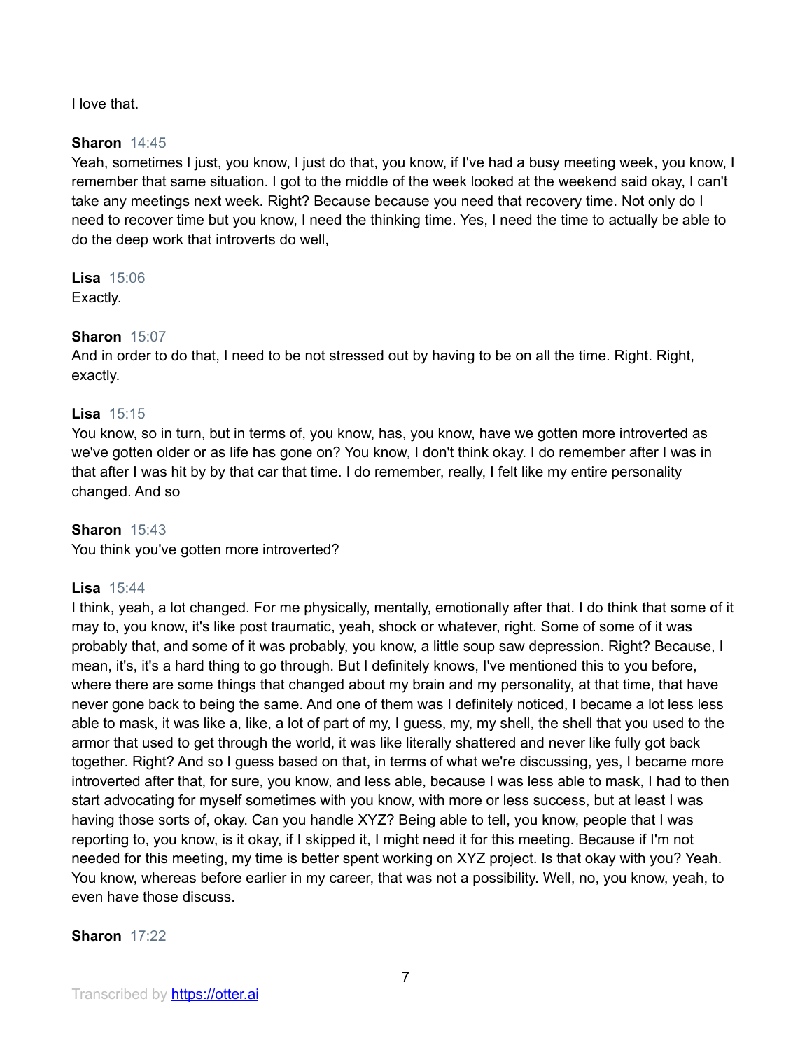I love that.

**Sharon** 14:45
Yeah, sometimes I just, you know, I just do that, you know, if I've had a busy meeting week, you know, I remember that same situation. I got to the middle of the week looked at the weekend said okay, I can't take any meetings next week. Right? Because because you need that recovery time. Not only do I need to recover time but you know, I need the thinking time. Yes, I need the time to actually be able to do the deep work that introverts do well,

**Lisa** 15:06
Exactly.

**Sharon** 15:07
And in order to do that, I need to be not stressed out by having to be on all the time. Right. Right, exactly.

**Lisa** 15:15
You know, so in turn, but in terms of, you know, has, you know, have we gotten more introverted as we've gotten older or as life has gone on? You know, I don't think okay. I do remember after I was in that after I was hit by by that car that time. I do remember, really, I felt like my entire personality changed. And so

**Sharon** 15:43
You think you've gotten more introverted?

**Lisa** 15:44
I think, yeah, a lot changed. For me physically, mentally, emotionally after that. I do think that some of it may to, you know, it's like post traumatic, yeah, shock or whatever, right. Some of some of it was probably that, and some of it was probably, you know, a little soup saw depression. Right? Because, I mean, it's, it's a hard thing to go through. But I definitely knows, I've mentioned this to you before, where there are some things that changed about my brain and my personality, at that time, that have never gone back to being the same. And one of them was I definitely noticed, I became a lot less less able to mask, it was like a, like, a lot of part of my, I guess, my, my shell, the shell that you used to the armor that used to get through the world, it was like literally shattered and never like fully got back together. Right? And so I guess based on that, in terms of what we're discussing, yes, I became more introverted after that, for sure, you know, and less able, because I was less able to mask, I had to then start advocating for myself sometimes with you know, with more or less success, but at least I was having those sorts of, okay. Can you handle XYZ? Being able to tell, you know, people that I was reporting to, you know, is it okay, if I skipped it, I might need it for this meeting. Because if I'm not needed for this meeting, my time is better spent working on XYZ project. Is that okay with you? Yeah. You know, whereas before earlier in my career, that was not a possibility. Well, no, you know, yeah, to even have those discuss.

**Sharon** 17:22

Transcribed by https://otter.ai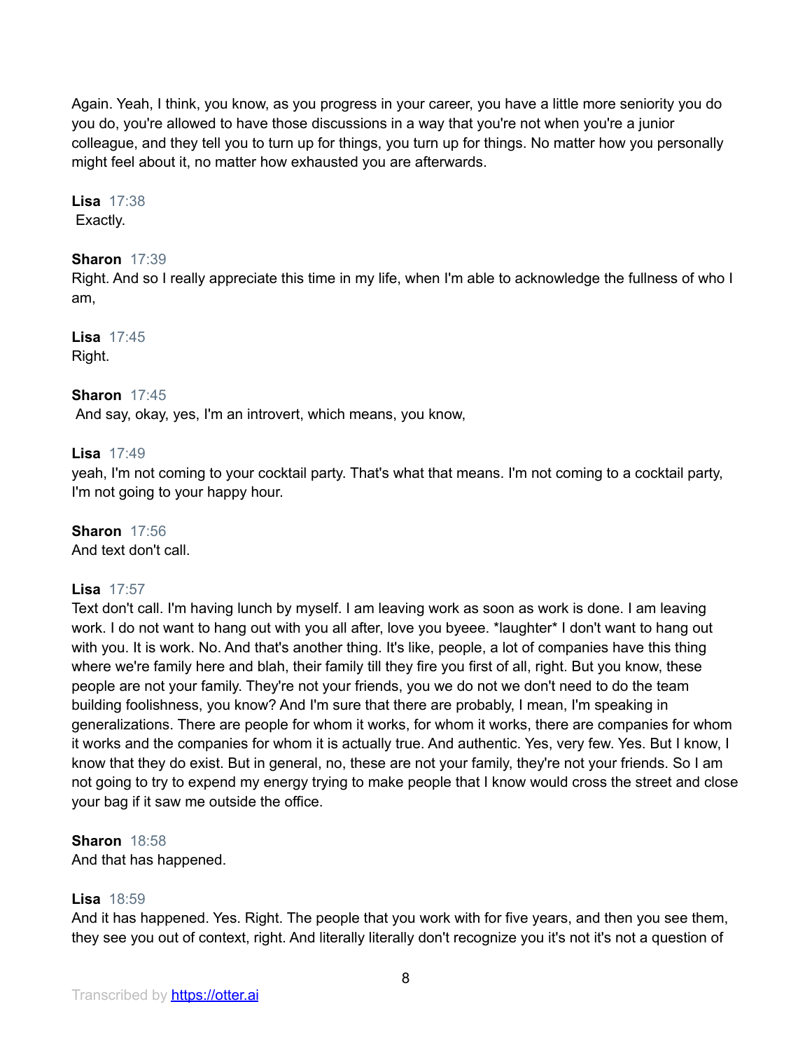Again. Yeah, I think, you know, as you progress in your career, you have a little more seniority you do you do, you're allowed to have those discussions in a way that you're not when you're a junior colleague, and they tell you to turn up for things, you turn up for things. No matter how you personally might feel about it, no matter how exhausted you are afterwards.

**Lisa** 17:38
Exactly.

**Sharon** 17:39
Right. And so I really appreciate this time in my life, when I'm able to acknowledge the fullness of who I am,

**Lisa** 17:45
Right.

**Sharon** 17:45
And say, okay, yes, I'm an introvert, which means, you know,

**Lisa** 17:49
yeah, I'm not coming to your cocktail party. That's what that means. I'm not coming to a cocktail party, I'm not going to your happy hour.

**Sharon** 17:56
And text don't call.

**Lisa** 17:57
Text don't call. I'm having lunch by myself. I am leaving work as soon as work is done. I am leaving work. I do not want to hang out with you all after, love you byeee. *laughter* I don't want to hang out with you. It is work. No. And that's another thing. It's like, people, a lot of companies have this thing where we're family here and blah, their family till they fire you first of all, right. But you know, these people are not your family. They're not your friends, you we do not we don't need to do the team building foolishness, you know? And I'm sure that there are probably, I mean, I'm speaking in generalizations. There are people for whom it works, for whom it works, there are companies for whom it works and the companies for whom it is actually true. And authentic. Yes, very few. Yes. But I know, I know that they do exist. But in general, no, these are not your family, they're not your friends. So I am not going to try to expend my energy trying to make people that I know would cross the street and close your bag if it saw me outside the office.

**Sharon** 18:58
And that has happened.

**Lisa** 18:59
And it has happened. Yes. Right. The people that you work with for five years, and then you see them, they see you out of context, right. And literally literally don't recognize you it's not it's not a question of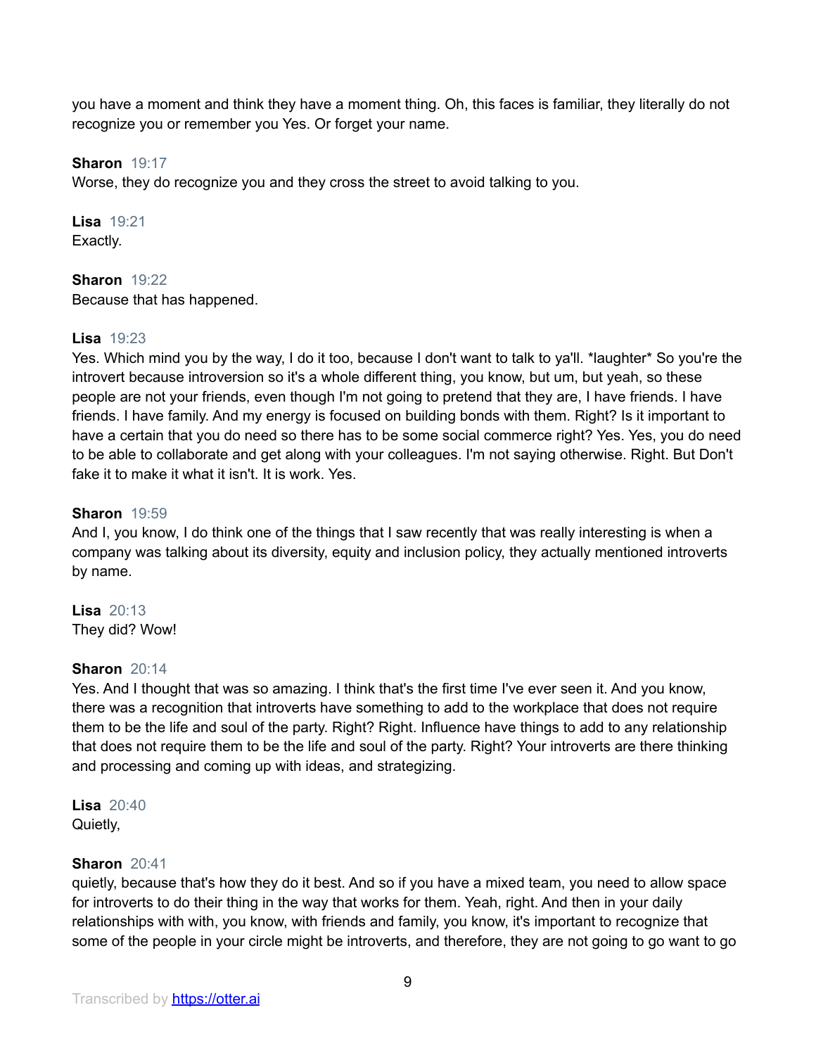you have a moment and think they have a moment thing. Oh, this faces is familiar, they literally do not recognize you or remember you Yes. Or forget your name.

**Sharon** 19:17
Worse, they do recognize you and they cross the street to avoid talking to you.

**Lisa** 19:21
Exactly.

**Sharon** 19:22
Because that has happened.

**Lisa** 19:23
Yes. Which mind you by the way, I do it too, because I don't want to talk to ya'll. *laughter* So you're the introvert because introversion so it's a whole different thing, you know, but um, but yeah, so these people are not your friends, even though I'm not going to pretend that they are, I have friends. I have friends. I have family. And my energy is focused on building bonds with them. Right? Is it important to have a certain that you do need so there has to be some social commerce right? Yes. Yes, you do need to be able to collaborate and get along with your colleagues. I'm not saying otherwise. Right. But Don't fake it to make it what it isn't. It is work. Yes.

**Sharon** 19:59
And I, you know, I do think one of the things that I saw recently that was really interesting is when a company was talking about its diversity, equity and inclusion policy, they actually mentioned introverts by name.

**Lisa** 20:13
They did? Wow!

**Sharon** 20:14
Yes. And I thought that was so amazing. I think that's the first time I've ever seen it. And you know, there was a recognition that introverts have something to add to the workplace that does not require them to be the life and soul of the party. Right? Right. Influence have things to add to any relationship that does not require them to be the life and soul of the party. Right? Your introverts are there thinking and processing and coming up with ideas, and strategizing.

**Lisa** 20:40
Quietly,

**Sharon** 20:41
quietly, because that's how they do it best. And so if you have a mixed team, you need to allow space for introverts to do their thing in the way that works for them. Yeah, right. And then in your daily relationships with with, you know, with friends and family, you know, it's important to recognize that some of the people in your circle might be introverts, and therefore, they are not going to go want to go

Transcribed by https://otter.ai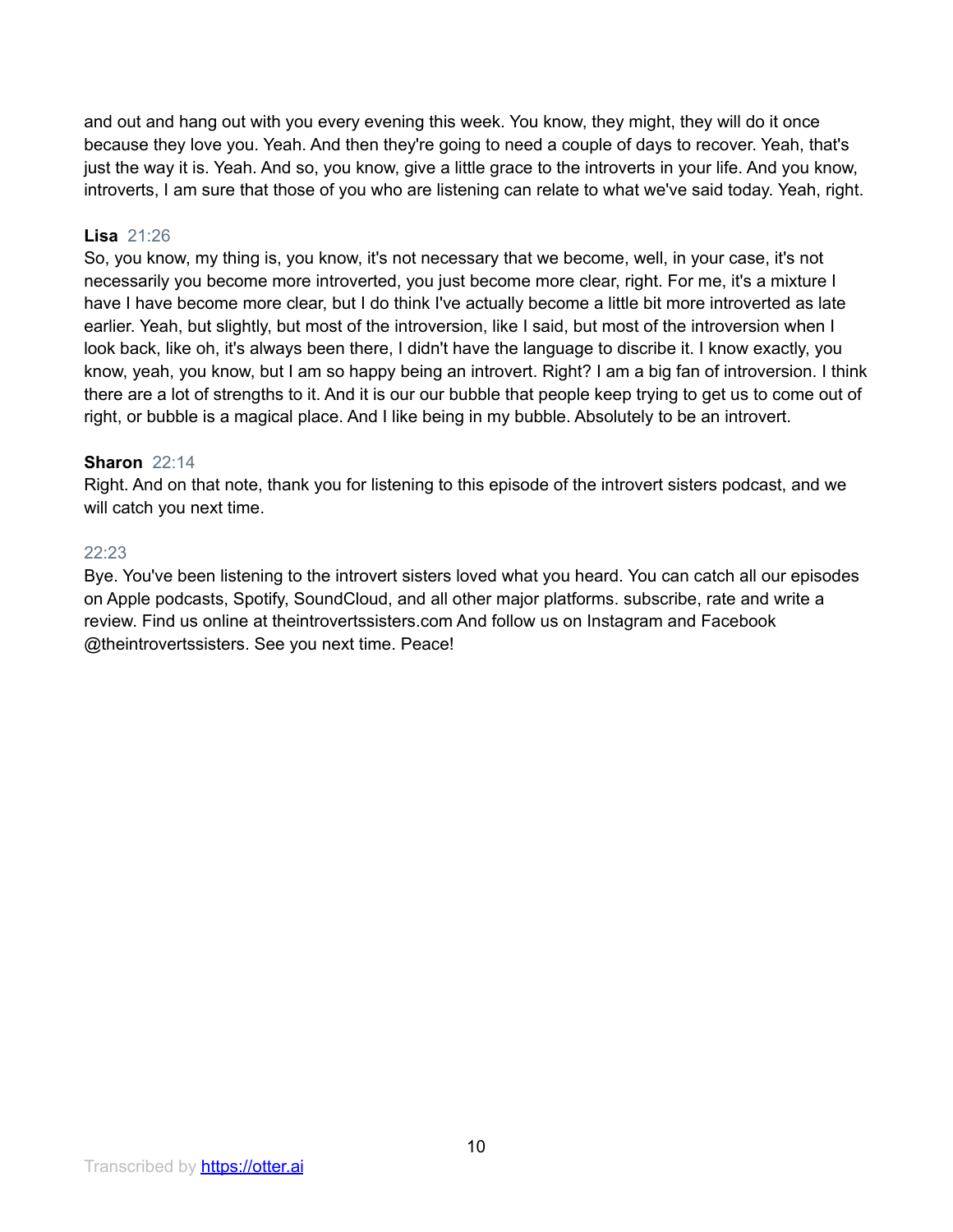and out and hang out with you every evening this week. You know, they might, they will do it once because they love you. Yeah. And then they're going to need a couple of days to recover. Yeah, that's just the way it is. Yeah. And so, you know, give a little grace to the introverts in your life. And you know, introverts, I am sure that those of you who are listening can relate to what we've said today. Yeah, right.

**Lisa** 21:26
So, you know, my thing is, you know, it's not necessary that we become, well, in your case, it's not necessarily you become more introverted, you just become more clear, right. For me, it's a mixture I have I have become more clear, but I do think I've actually become a little bit more introverted as late earlier. Yeah, but slightly, but most of the introversion, like I said, but most of the introversion when I look back, like oh, it's always been there, I didn't have the language to discribe it. I know exactly, you know, yeah, you know, but I am so happy being an introvert. Right? I am a big fan of introversion. I think there are a lot of strengths to it. And it is our our bubble that people keep trying to get us to come out of right, or bubble is a magical place. And I like being in my bubble. Absolutely to be an introvert.

**Sharon** 22:14
Right. And on that note, thank you for listening to this episode of the introvert sisters podcast, and we will catch you next time.

22:23
Bye. You've been listening to the introvert sisters loved what you heard. You can catch all our episodes on Apple podcasts, Spotify, SoundCloud, and all other major platforms. subscribe, rate and write a review. Find us online at theintrovertssisters.com And follow us on Instagram and Facebook @theintrovertssisters. See you next time. Peace!